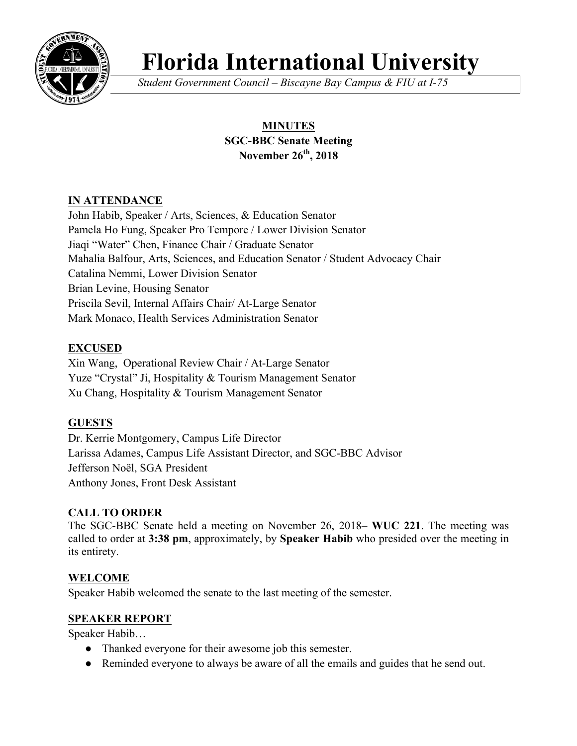# Florida International University

*Student Government Council – Biscayne Bay Campus & FIU at I-75*

## MINUTES
**SGC-BBC Senate Meeting**
**November 26th, 2018**

### IN ATTENDANCE

John Habib, Speaker / Arts, Sciences, & Education Senator
Pamela Ho Fung, Speaker Pro Tempore / Lower Division Senator
Jiaqi "Water" Chen, Finance Chair / Graduate Senator
Mahalia Balfour, Arts, Sciences, and Education Senator / Student Advocacy Chair
Catalina Nemmi, Lower Division Senator
Brian Levine, Housing Senator
Priscila Sevil, Internal Affairs Chair/ At-Large Senator
Mark Monaco, Health Services Administration Senator

### EXCUSED

Xin Wang, Operational Review Chair / At-Large Senator
Yuze "Crystal" Ji, Hospitality & Tourism Management Senator
Xu Chang, Hospitality & Tourism Management Senator

### GUESTS

Dr. Kerrie Montgomery, Campus Life Director
Larissa Adames, Campus Life Assistant Director, and SGC-BBC Advisor
Jefferson Noël, SGA President
Anthony Jones, Front Desk Assistant

### CALL TO ORDER

The SGC-BBC Senate held a meeting on November 26, 2018– **WUC 221**. The meeting was called to order at **3:38 pm**, approximately, by **Speaker Habib** who presided over the meeting in its entirety.

### WELCOME

Speaker Habib welcomed the senate to the last meeting of the semester.

### SPEAKER REPORT

Speaker Habib…

- Thanked everyone for their awesome job this semester.
- Reminded everyone to always be aware of all the emails and guides that he send out.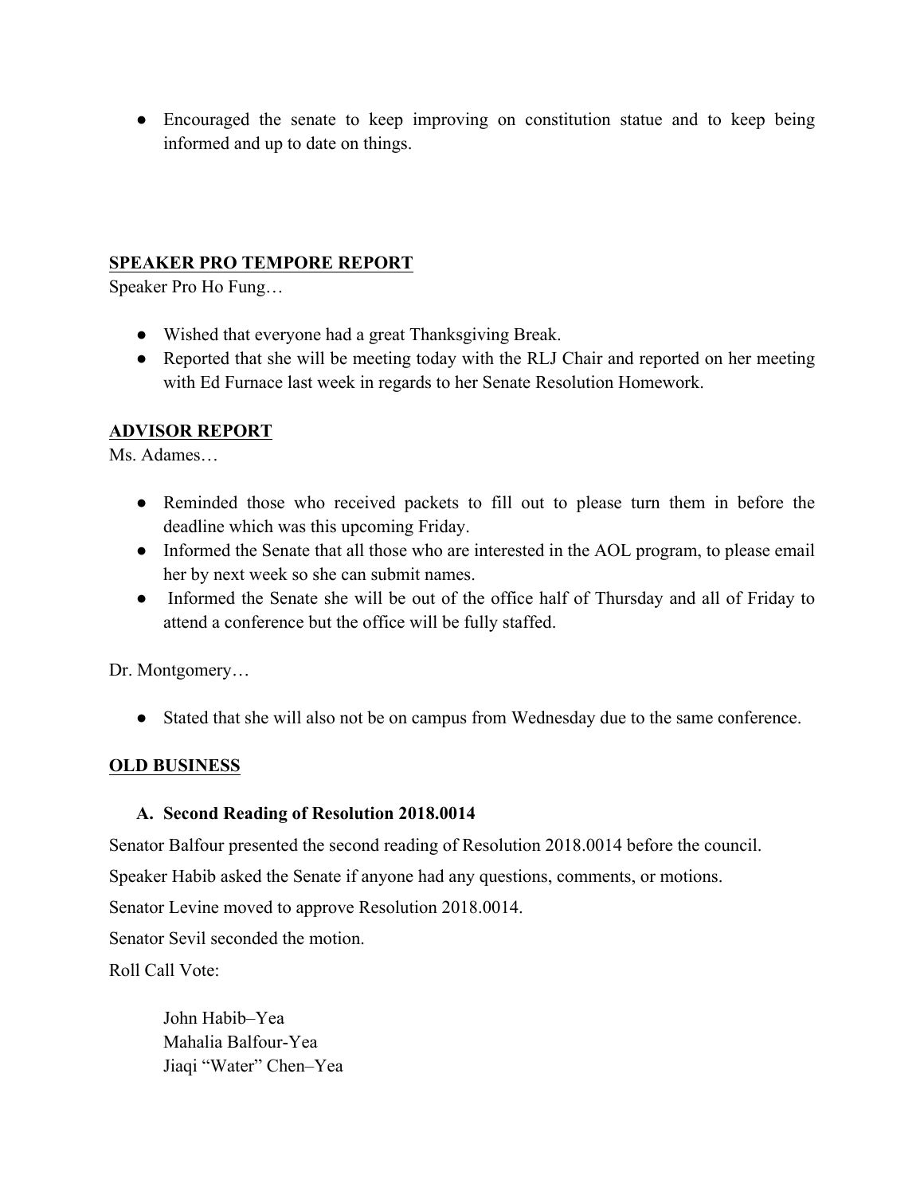- Encouraged the senate to keep improving on constitution statue and to keep being informed and up to date on things.

## SPEAKER PRO TEMPORE REPORT

Speaker Pro Ho Fung…

- Wished that everyone had a great Thanksgiving Break.
- Reported that she will be meeting today with the RLJ Chair and reported on her meeting with Ed Furnace last week in regards to her Senate Resolution Homework.

## ADVISOR REPORT

Ms. Adames…

- Reminded those who received packets to fill out to please turn them in before the deadline which was this upcoming Friday.
- Informed the Senate that all those who are interested in the AOL program, to please email her by next week so she can submit names.
- Informed the Senate she will be out of the office half of Thursday and all of Friday to attend a conference but the office will be fully staffed.

Dr. Montgomery…

- Stated that she will also not be on campus from Wednesday due to the same conference.

## OLD BUSINESS

### A. Second Reading of Resolution 2018.0014

Senator Balfour presented the second reading of Resolution 2018.0014 before the council.

Speaker Habib asked the Senate if anyone had any questions, comments, or motions.

Senator Levine moved to approve Resolution 2018.0014.

Senator Sevil seconded the motion.

Roll Call Vote:

John Habib–Yea
Mahalia Balfour-Yea
Jiaqi "Water" Chen–Yea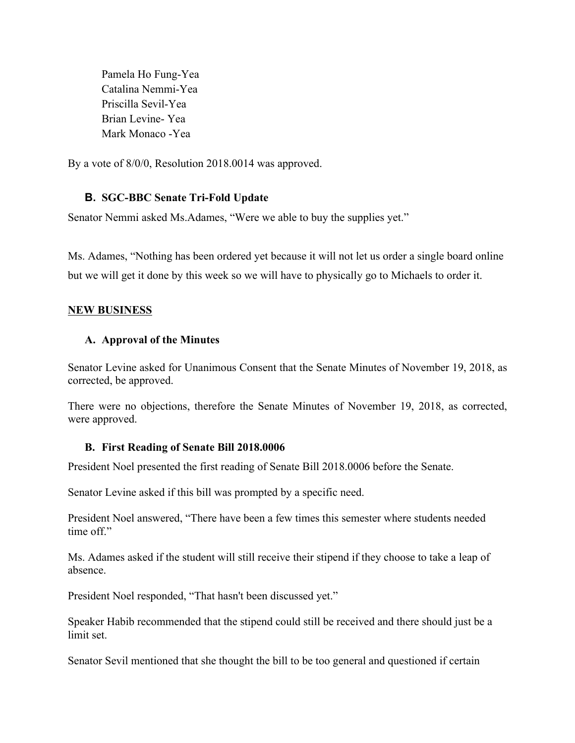Pamela Ho Fung-Yea
Catalina Nemmi-Yea
Priscilla Sevil-Yea
Brian Levine- Yea
Mark Monaco -Yea

By a vote of 8/0/0, Resolution 2018.0014 was approved.

### B. SGC-BBC Senate Tri-Fold Update

Senator Nemmi asked Ms.Adames, "Were we able to buy the supplies yet."

Ms. Adames, "Nothing has been ordered yet because it will not let us order a single board online but we will get it done by this week so we will have to physically go to Michaels to order it.

## NEW BUSINESS

### A. Approval of the Minutes

Senator Levine asked for Unanimous Consent that the Senate Minutes of November 19, 2018, as corrected, be approved.

There were no objections, therefore the Senate Minutes of November 19, 2018, as corrected, were approved.

### B. First Reading of Senate Bill 2018.0006

President Noel presented the first reading of Senate Bill 2018.0006 before the Senate.

Senator Levine asked if this bill was prompted by a specific need.

President Noel answered, "There have been a few times this semester where students needed time off."

Ms. Adames asked if the student will still receive their stipend if they choose to take a leap of absence.

President Noel responded, "That hasn't been discussed yet."

Speaker Habib recommended that the stipend could still be received and there should just be a limit set.

Senator Sevil mentioned that she thought the bill to be too general and questioned if certain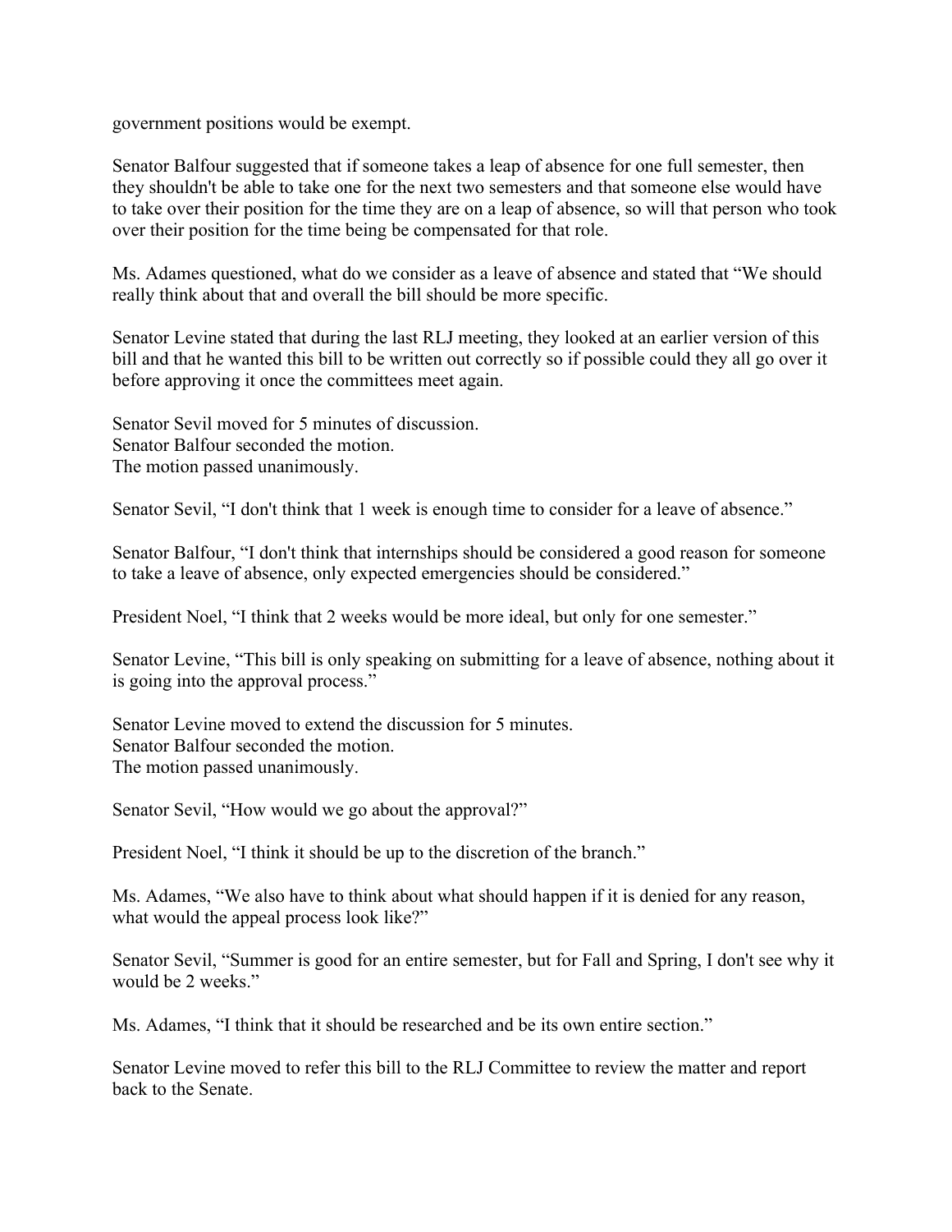government positions would be exempt.

Senator Balfour suggested that if someone takes a leap of absence for one full semester, then they shouldn't be able to take one for the next two semesters and that someone else would have to take over their position for the time they are on a leap of absence, so will that person who took over their position for the time being be compensated for that role.

Ms. Adames questioned, what do we consider as a leave of absence and stated that "We should really think about that and overall the bill should be more specific.

Senator Levine stated that during the last RLJ meeting, they looked at an earlier version of this bill and that he wanted this bill to be written out correctly so if possible could they all go over it before approving it once the committees meet again.

Senator Sevil moved for 5 minutes of discussion.
Senator Balfour seconded the motion.
The motion passed unanimously.

Senator Sevil, "I don't think that 1 week is enough time to consider for a leave of absence."

Senator Balfour, "I don't think that internships should be considered a good reason for someone to take a leave of absence, only expected emergencies should be considered."

President Noel, "I think that 2 weeks would be more ideal, but only for one semester."

Senator Levine, "This bill is only speaking on submitting for a leave of absence, nothing about it is going into the approval process."

Senator Levine moved to extend the discussion for 5 minutes.
Senator Balfour seconded the motion.
The motion passed unanimously.

Senator Sevil, "How would we go about the approval?"

President Noel, "I think it should be up to the discretion of the branch."

Ms. Adames, "We also have to think about what should happen if it is denied for any reason, what would the appeal process look like?"

Senator Sevil, "Summer is good for an entire semester, but for Fall and Spring, I don't see why it would be 2 weeks."

Ms. Adames, "I think that it should be researched and be its own entire section."

Senator Levine moved to refer this bill to the RLJ Committee to review the matter and report back to the Senate.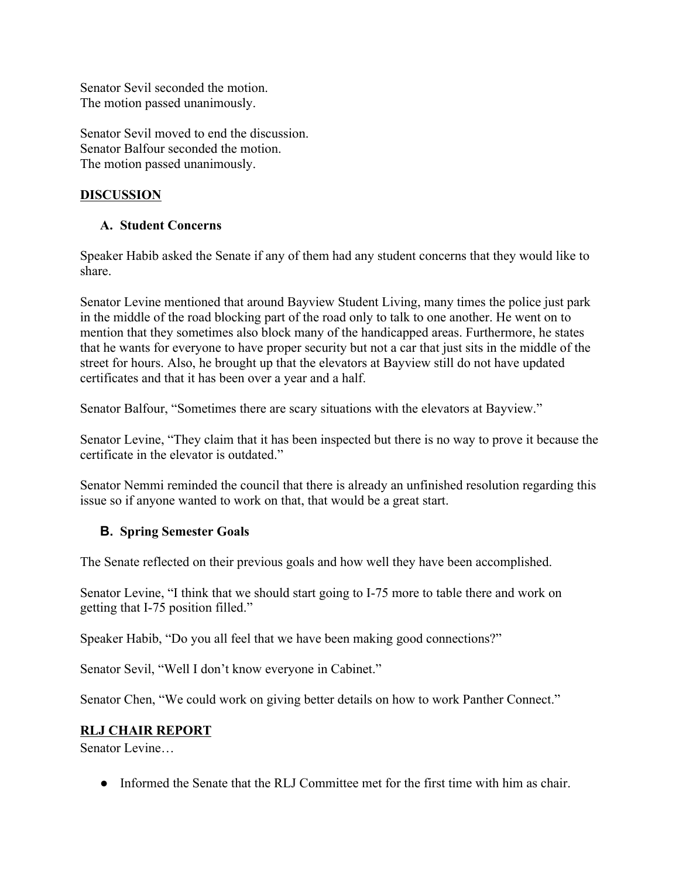Senator Sevil seconded the motion.
The motion passed unanimously.

Senator Sevil moved to end the discussion.
Senator Balfour seconded the motion.
The motion passed unanimously.

## DISCUSSION

### A. Student Concerns

Speaker Habib asked the Senate if any of them had any student concerns that they would like to share.

Senator Levine mentioned that around Bayview Student Living, many times the police just park in the middle of the road blocking part of the road only to talk to one another. He went on to mention that they sometimes also block many of the handicapped areas. Furthermore, he states that he wants for everyone to have proper security but not a car that just sits in the middle of the street for hours. Also, he brought up that the elevators at Bayview still do not have updated certificates and that it has been over a year and a half.

Senator Balfour, "Sometimes there are scary situations with the elevators at Bayview."

Senator Levine, "They claim that it has been inspected but there is no way to prove it because the certificate in the elevator is outdated."

Senator Nemmi reminded the council that there is already an unfinished resolution regarding this issue so if anyone wanted to work on that, that would be a great start.

### B. Spring Semester Goals

The Senate reflected on their previous goals and how well they have been accomplished.

Senator Levine, "I think that we should start going to I-75 more to table there and work on getting that I-75 position filled."

Speaker Habib, "Do you all feel that we have been making good connections?"

Senator Sevil, "Well I don't know everyone in Cabinet."

Senator Chen, "We could work on giving better details on how to work Panther Connect."

## RLJ CHAIR REPORT

Senator Levine…

- Informed the Senate that the RLJ Committee met for the first time with him as chair.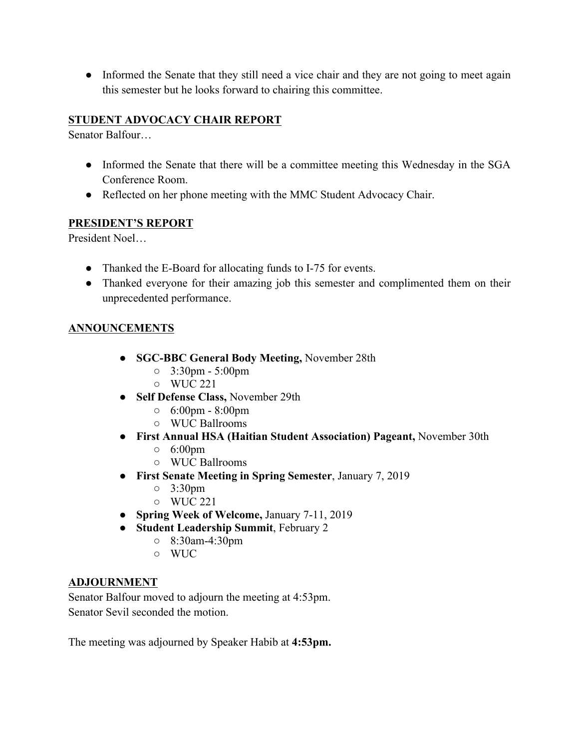- Informed the Senate that they still need a vice chair and they are not going to meet again this semester but he looks forward to chairing this committee.

## STUDENT ADVOCACY CHAIR REPORT

Senator Balfour…

- Informed the Senate that there will be a committee meeting this Wednesday in the SGA Conference Room.
- Reflected on her phone meeting with the MMC Student Advocacy Chair.

## PRESIDENT'S REPORT

President Noel…

- Thanked the E-Board for allocating funds to I-75 for events.
- Thanked everyone for their amazing job this semester and complimented them on their unprecedented performance.

## ANNOUNCEMENTS

- **SGC-BBC General Body Meeting,** November 28th
  - 3:30pm - 5:00pm
  - WUC 221
- **Self Defense Class,** November 29th
  - 6:00pm - 8:00pm
  - WUC Ballrooms
- **First Annual HSA (Haitian Student Association) Pageant,** November 30th
  - 6:00pm
  - WUC Ballrooms
- **First Senate Meeting in Spring Semester**, January 7, 2019
  - 3:30pm
  - WUC 221
- **Spring Week of Welcome,** January 7-11, 2019
- **Student Leadership Summit**, February 2
  - 8:30am-4:30pm
  - WUC

## ADJOURNMENT

Senator Balfour moved to adjourn the meeting at 4:53pm.
Senator Sevil seconded the motion.

The meeting was adjourned by Speaker Habib at **4:53pm.**